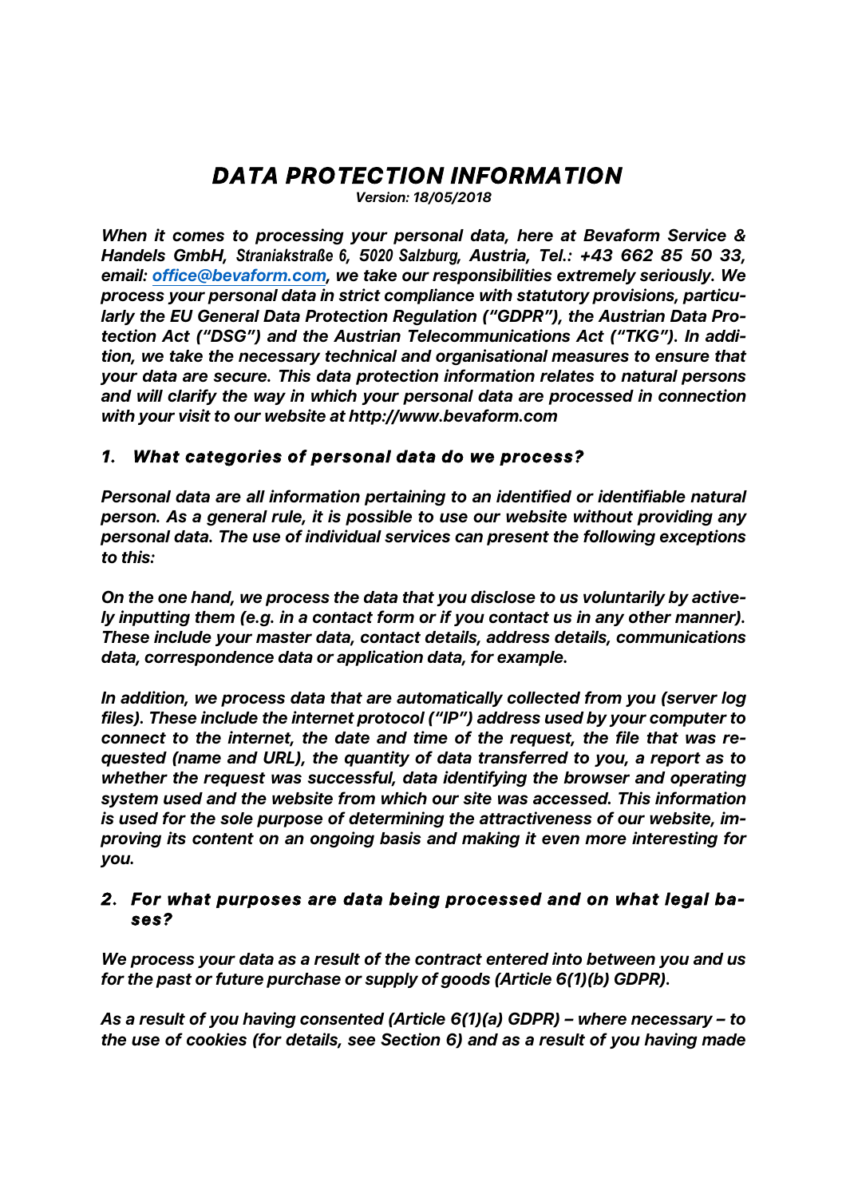# *DATA PROTECTION INFORMATION*

***Version: 18/05/2018***

***When it comes to processing your personal data, here at Bevaform Service & Handels GmbH, Straniakstraße 6, 5020 Salzburg, Austria, Tel.: +43 662 85 50 33, email: office@bevaform.com, we take our responsibilities extremely seriously. We process your personal data in strict compliance with statutory provisions, particularly the EU General Data Protection Regulation ("GDPR"), the Austrian Data Protection Act ("DSG") and the Austrian Telecommunications Act ("TKG"). In addition, we take the necessary technical and organisational measures to ensure that your data are secure. This data protection information relates to natural persons and will clarify the way in which your personal data are processed in connection with your visit to our website at http://www.bevaform.com***

## *1. What categories of personal data do we process?*

***Personal data are all information pertaining to an identified or identifiable natural person. As a general rule, it is possible to use our website without providing any personal data. The use of individual services can present the following exceptions to this:***

***On the one hand, we process the data that you disclose to us voluntarily by actively inputting them (e.g. in a contact form or if you contact us in any other manner). These include your master data, contact details, address details, communications data, correspondence data or application data, for example.***

***In addition, we process data that are automatically collected from you (server log files). These include the internet protocol ("IP") address used by your computer to connect to the internet, the date and time of the request, the file that was requested (name and URL), the quantity of data transferred to you, a report as to whether the request was successful, data identifying the browser and operating system used and the website from which our site was accessed. This information is used for the sole purpose of determining the attractiveness of our website, improving its content on an ongoing basis and making it even more interesting for you.***

## *2. For what purposes are data being processed and on what legal bases?*

***We process your data as a result of the contract entered into between you and us for the past or future purchase or supply of goods (Article 6(1)(b) GDPR).***

***As a result of you having consented (Article 6(1)(a) GDPR) – where necessary – to the use of cookies (for details, see Section 6) and as a result of you having made***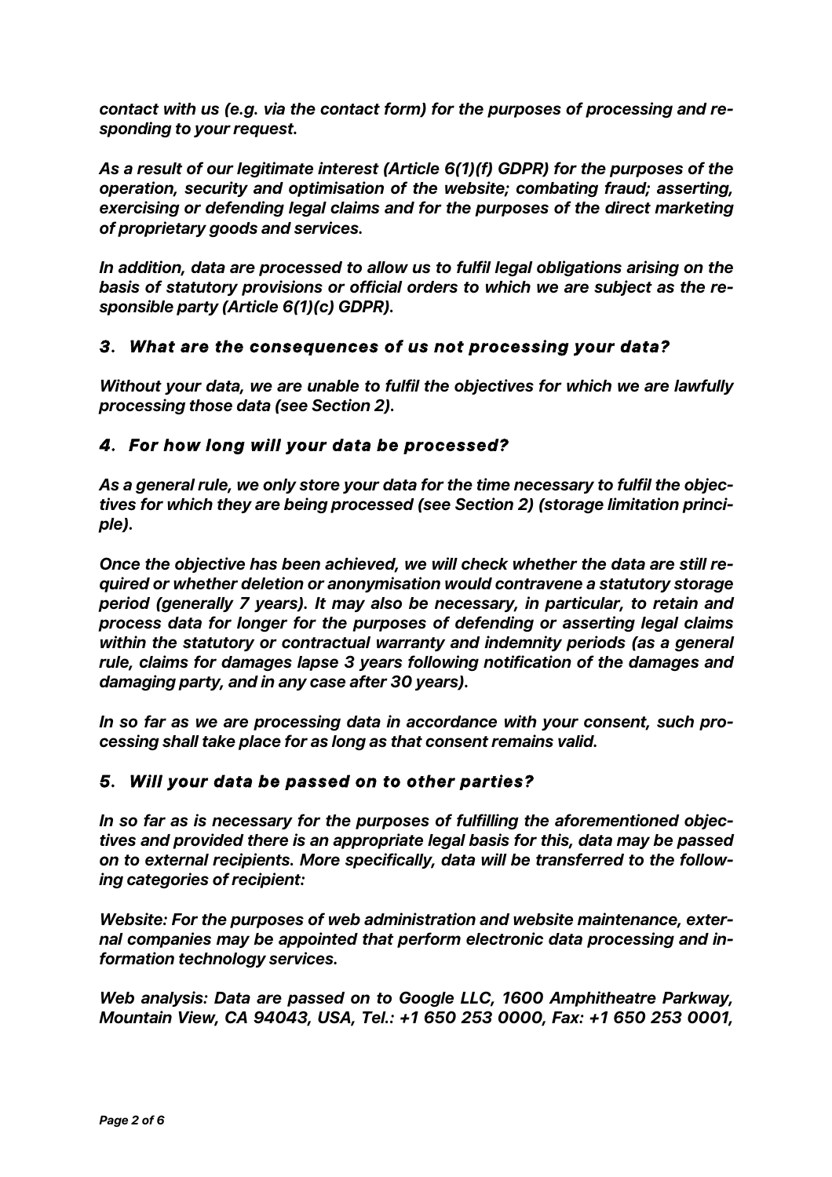*contact with us (e.g. via the contact form) for the purposes of processing and responding to your request.*

*As a result of our legitimate interest (Article 6(1)(f) GDPR) for the purposes of the operation, security and optimisation of the website; combating fraud; asserting, exercising or defending legal claims and for the purposes of the direct marketing of proprietary goods and services.*

*In addition, data are processed to allow us to fulfil legal obligations arising on the basis of statutory provisions or official orders to which we are subject as the responsible party (Article 6(1)(c) GDPR).*

### *3. What are the consequences of us not processing your data?*

*Without your data, we are unable to fulfil the objectives for which we are lawfully processing those data (see Section 2).*

### *4. For how long will your data be processed?*

*As a general rule, we only store your data for the time necessary to fulfil the objectives for which they are being processed (see Section 2) (storage limitation principle).*

*Once the objective has been achieved, we will check whether the data are still required or whether deletion or anonymisation would contravene a statutory storage period (generally 7 years). It may also be necessary, in particular, to retain and process data for longer for the purposes of defending or asserting legal claims within the statutory or contractual warranty and indemnity periods (as a general rule, claims for damages lapse 3 years following notification of the damages and damaging party, and in any case after 30 years).*

*In so far as we are processing data in accordance with your consent, such processing shall take place for as long as that consent remains valid.*

### *5. Will your data be passed on to other parties?*

*In so far as is necessary for the purposes of fulfilling the aforementioned objectives and provided there is an appropriate legal basis for this, data may be passed on to external recipients. More specifically, data will be transferred to the following categories of recipient:*

*Website: For the purposes of web administration and website maintenance, external companies may be appointed that perform electronic data processing and information technology services.*

*Web analysis: Data are passed on to Google LLC, 1600 Amphitheatre Parkway, Mountain View, CA 94043, USA, Tel.: +1 650 253 0000, Fax: +1 650 253 0001,*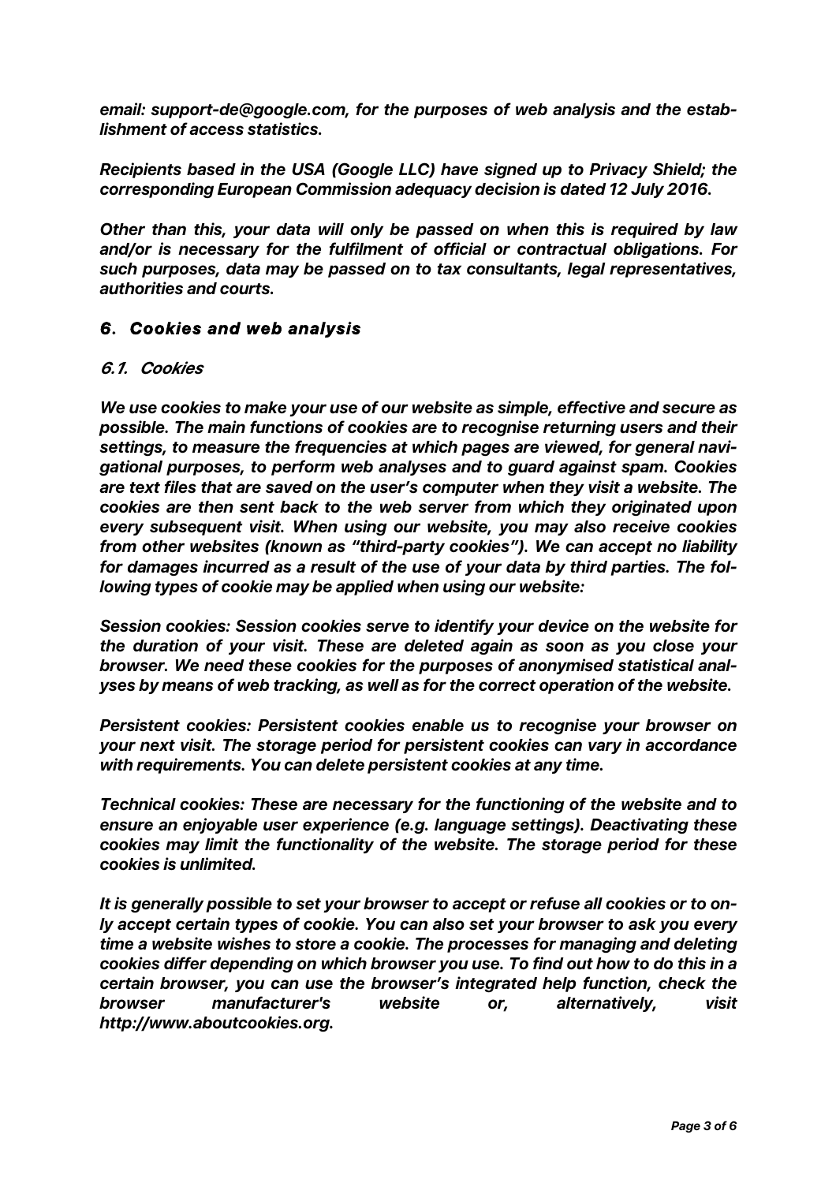***email: support-de@google.com, for the purposes of web analysis and the establishment of access statistics.***

***Recipients based in the USA (Google LLC) have signed up to Privacy Shield; the corresponding European Commission adequacy decision is dated 12 July 2016.***

***Other than this, your data will only be passed on when this is required by law and/or is necessary for the fulfilment of official or contractual obligations. For such purposes, data may be passed on to tax consultants, legal representatives, authorities and courts.***

## *6. Cookies and web analysis*

### *6.1. Cookies*

***We use cookies to make your use of our website as simple, effective and secure as possible. The main functions of cookies are to recognise returning users and their settings, to measure the frequencies at which pages are viewed, for general navigational purposes, to perform web analyses and to guard against spam. Cookies are text files that are saved on the user's computer when they visit a website. The cookies are then sent back to the web server from which they originated upon every subsequent visit. When using our website, you may also receive cookies from other websites (known as "third-party cookies"). We can accept no liability for damages incurred as a result of the use of your data by third parties. The following types of cookie may be applied when using our website:***

***Session cookies: Session cookies serve to identify your device on the website for the duration of your visit. These are deleted again as soon as you close your browser. We need these cookies for the purposes of anonymised statistical analyses by means of web tracking, as well as for the correct operation of the website.***

***Persistent cookies: Persistent cookies enable us to recognise your browser on your next visit. The storage period for persistent cookies can vary in accordance with requirements. You can delete persistent cookies at any time.***

***Technical cookies: These are necessary for the functioning of the website and to ensure an enjoyable user experience (e.g. language settings). Deactivating these cookies may limit the functionality of the website. The storage period for these cookies is unlimited.***

***It is generally possible to set your browser to accept or refuse all cookies or to only accept certain types of cookie. You can also set your browser to ask you every time a website wishes to store a cookie. The processes for managing and deleting cookies differ depending on which browser you use. To find out how to do this in a certain browser, you can use the browser's integrated help function, check the browser manufacturer's website or, alternatively, visit http://www.aboutcookies.org.***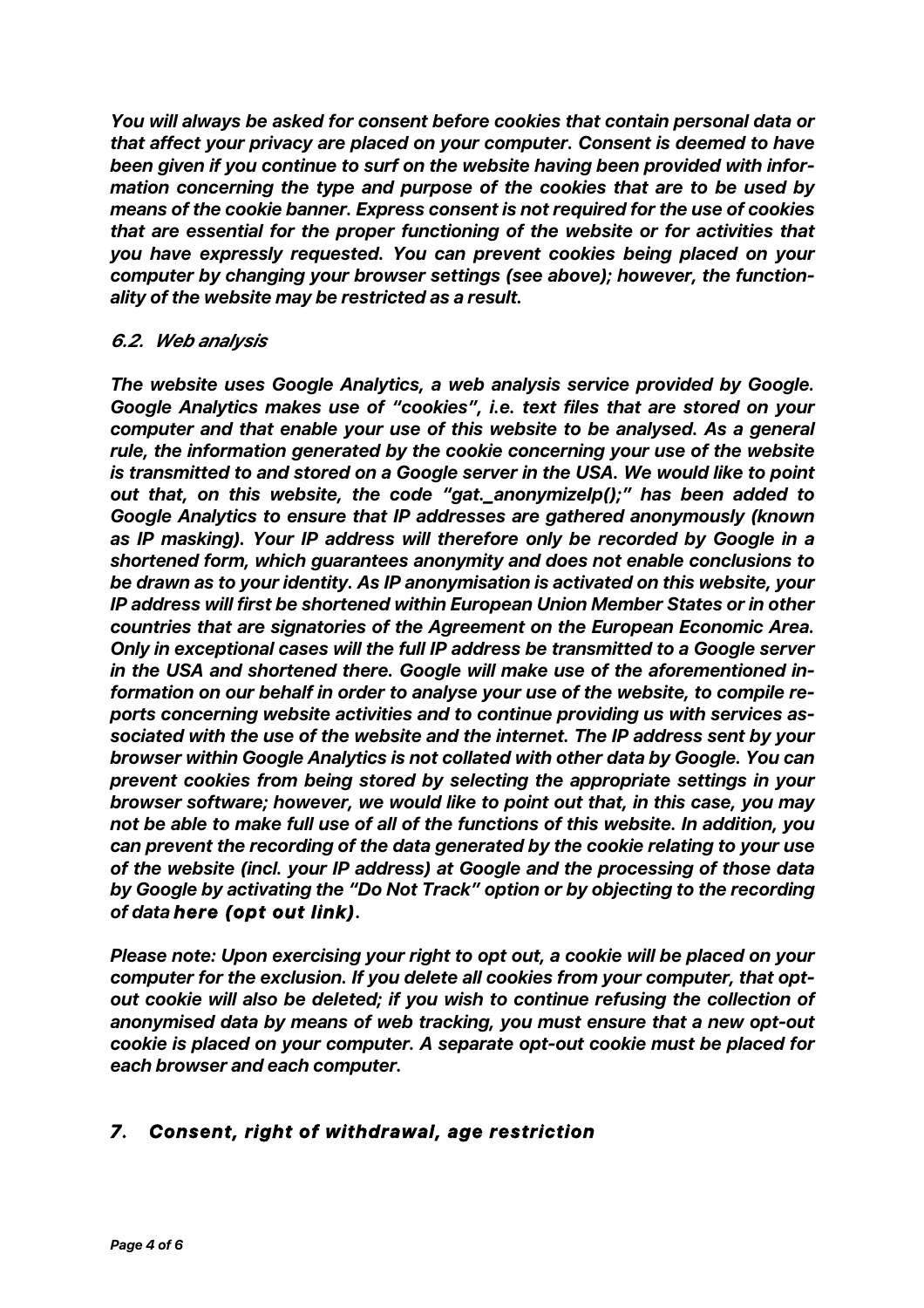*You will always be asked for consent before cookies that contain personal data or that affect your privacy are placed on your computer. Consent is deemed to have been given if you continue to surf on the website having been provided with information concerning the type and purpose of the cookies that are to be used by means of the cookie banner. Express consent is not required for the use of cookies that are essential for the proper functioning of the website or for activities that you have expressly requested. You can prevent cookies being placed on your computer by changing your browser settings (see above); however, the functionality of the website may be restricted as a result.*

### 6.2. Web analysis

*The website uses Google Analytics, a web analysis service provided by Google. Google Analytics makes use of "cookies", i.e. text files that are stored on your computer and that enable your use of this website to be analysed. As a general rule, the information generated by the cookie concerning your use of the website is transmitted to and stored on a Google server in the USA. We would like to point out that, on this website, the code "gat._anonymizeIp();" has been added to Google Analytics to ensure that IP addresses are gathered anonymously (known as IP masking). Your IP address will therefore only be recorded by Google in a shortened form, which guarantees anonymity and does not enable conclusions to be drawn as to your identity. As IP anonymisation is activated on this website, your IP address will first be shortened within European Union Member States or in other countries that are signatories of the Agreement on the European Economic Area. Only in exceptional cases will the full IP address be transmitted to a Google server in the USA and shortened there. Google will make use of the aforementioned information on our behalf in order to analyse your use of the website, to compile reports concerning website activities and to continue providing us with services associated with the use of the website and the internet. The IP address sent by your browser within Google Analytics is not collated with other data by Google. You can prevent cookies from being stored by selecting the appropriate settings in your browser software; however, we would like to point out that, in this case, you may not be able to make full use of all of the functions of this website. In addition, you can prevent the recording of the data generated by the cookie relating to your use of the website (incl. your IP address) at Google and the processing of those data by Google by activating the "Do Not Track" option or by objecting to the recording of data **here (opt out link)**.*

*Please note: Upon exercising your right to opt out, a cookie will be placed on your computer for the exclusion. If you delete all cookies from your computer, that opt-out cookie will also be deleted; if you wish to continue refusing the collection of anonymised data by means of web tracking, you must ensure that a new opt-out cookie is placed on your computer. A separate opt-out cookie must be placed for each browser and each computer.*

## 7. Consent, right of withdrawal, age restriction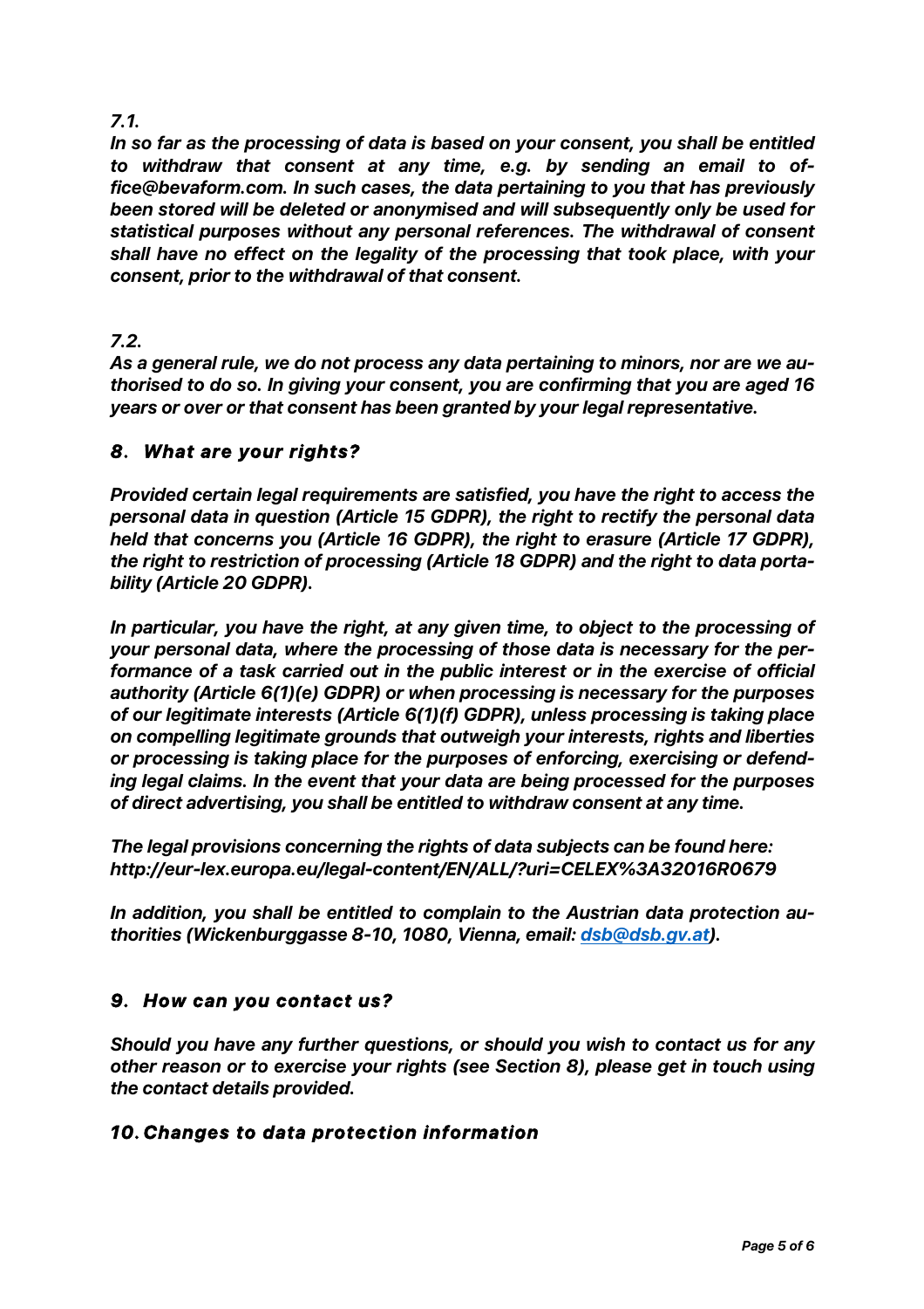*7.1.*

***In so far as the processing of data is based on your consent, you shall be entitled to withdraw that consent at any time, e.g. by sending an email to office@bevaform.com. In such cases, the data pertaining to you that has previously been stored will be deleted or anonymised and will subsequently only be used for statistical purposes without any personal references. The withdrawal of consent shall have no effect on the legality of the processing that took place, with your consent, prior to the withdrawal of that consent.***

*7.2.*

***As a general rule, we do not process any data pertaining to minors, nor are we authorised to do so. In giving your consent, you are confirming that you are aged 16 years or over or that consent has been granted by your legal representative.***

## *8. What are your rights?*

***Provided certain legal requirements are satisfied, you have the right to access the personal data in question (Article 15 GDPR), the right to rectify the personal data held that concerns you (Article 16 GDPR), the right to erasure (Article 17 GDPR), the right to restriction of processing (Article 18 GDPR) and the right to data portability (Article 20 GDPR).***

***In particular, you have the right, at any given time, to object to the processing of your personal data, where the processing of those data is necessary for the performance of a task carried out in the public interest or in the exercise of official authority (Article 6(1)(e) GDPR) or when processing is necessary for the purposes of our legitimate interests (Article 6(1)(f) GDPR), unless processing is taking place on compelling legitimate grounds that outweigh your interests, rights and liberties or processing is taking place for the purposes of enforcing, exercising or defending legal claims. In the event that your data are being processed for the purposes of direct advertising, you shall be entitled to withdraw consent at any time.***

***The legal provisions concerning the rights of data subjects can be found here: http://eur-lex.europa.eu/legal-content/EN/ALL/?uri=CELEX%3A32016R0679***

***In addition, you shall be entitled to complain to the Austrian data protection authorities (Wickenburggasse 8-10, 1080, Vienna, email: dsb@dsb.gv.at).***

## *9. How can you contact us?*

***Should you have any further questions, or should you wish to contact us for any other reason or to exercise your rights (see Section 8), please get in touch using the contact details provided.***

## *10. Changes to data protection information*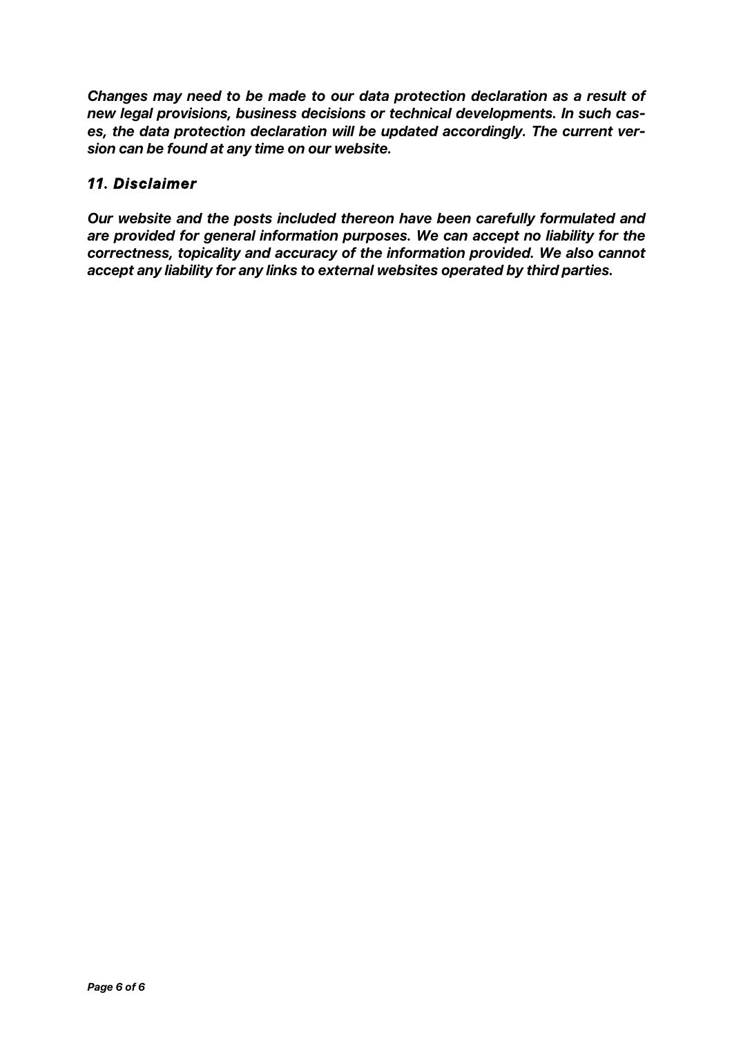*Changes may need to be made to our data protection declaration as a result of new legal provisions, business decisions or technical developments. In such cases, the data protection declaration will be updated accordingly. The current version can be found at any time on our website.*

## *11. Disclaimer*

*Our website and the posts included thereon have been carefully formulated and are provided for general information purposes. We can accept no liability for the correctness, topicality and accuracy of the information provided. We also cannot accept any liability for any links to external websites operated by third parties.*